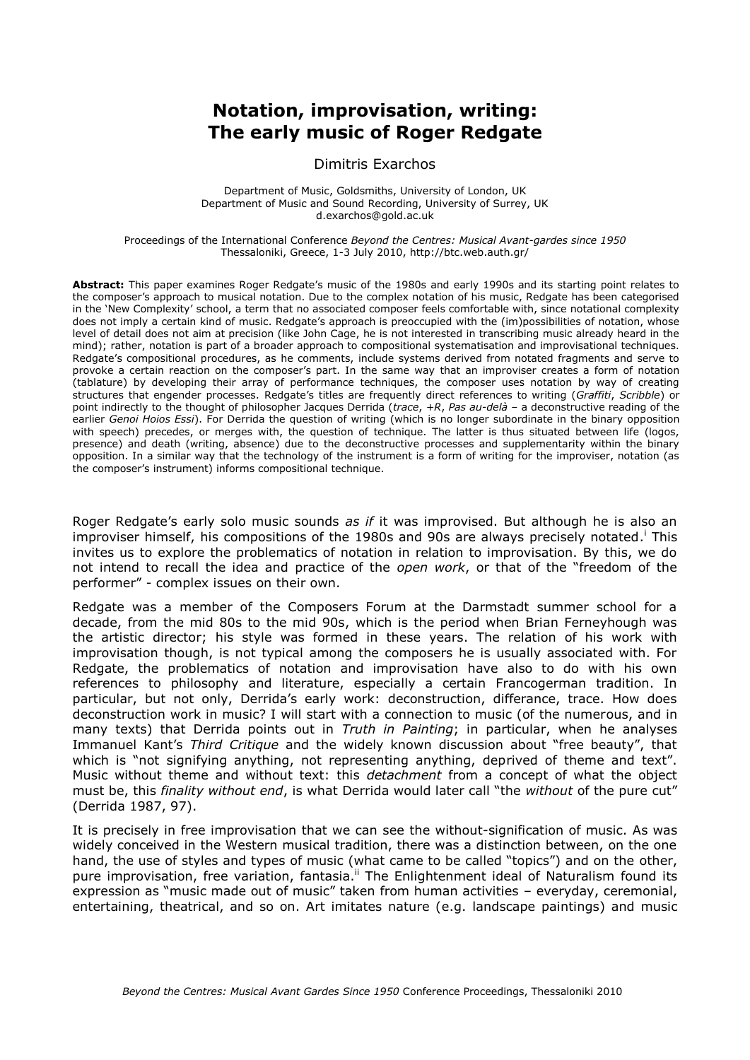# Notation, improvisation, writing: The early music of Roger Redgate

Dimitris Exarchos

Department of Music, Goldsmiths, University of London, UK
Department of Music and Sound Recording, University of Surrey, UK
d.exarchos@gold.ac.uk

Proceedings of the International Conference *Beyond the Centres: Musical Avant-gardes since 1950*
Thessaloniki, Greece, 1-3 July 2010, http://btc.web.auth.gr/

**Abstract:** This paper examines Roger Redgate's music of the 1980s and early 1990s and its starting point relates to the composer's approach to musical notation. Due to the complex notation of his music, Redgate has been categorised in the 'New Complexity' school, a term that no associated composer feels comfortable with, since notational complexity does not imply a certain kind of music. Redgate's approach is preoccupied with the (im)possibilities of notation, whose level of detail does not aim at precision (like John Cage, he is not interested in transcribing music already heard in the mind); rather, notation is part of a broader approach to compositional systematisation and improvisational techniques. Redgate's compositional procedures, as he comments, include systems derived from notated fragments and serve to provoke a certain reaction on the composer's part. In the same way that an improviser creates a form of notation (tablature) by developing their array of performance techniques, the composer uses notation by way of creating structures that engender processes. Redgate's titles are frequently direct references to writing (*Graffiti*, *Scribble*) or point indirectly to the thought of philosopher Jacques Derrida (*trace*, *+R*, *Pas au-delà* – a deconstructive reading of the earlier *Genoi Hoios Essi*). For Derrida the question of writing (which is no longer subordinate in the binary opposition with speech) precedes, or merges with, the question of technique. The latter is thus situated between life (logos, presence) and death (writing, absence) due to the deconstructive processes and supplementarity within the binary opposition. In a similar way that the technology of the instrument is a form of writing for the improviser, notation (as the composer's instrument) informs compositional technique.

Roger Redgate's early solo music sounds *as if* it was improvised. But although he is also an improviser himself, his compositions of the 1980s and 90s are always precisely notated.[i] This invites us to explore the problematics of notation in relation to improvisation. By this, we do not intend to recall the idea and practice of the *open work*, or that of the "freedom of the performer" - complex issues on their own.

Redgate was a member of the Composers Forum at the Darmstadt summer school for a decade, from the mid 80s to the mid 90s, which is the period when Brian Ferneyhough was the artistic director; his style was formed in these years. The relation of his work with improvisation though, is not typical among the composers he is usually associated with. For Redgate, the problematics of notation and improvisation have also to do with his own references to philosophy and literature, especially a certain Francogerman tradition. In particular, but not only, Derrida's early work: deconstruction, differance, trace. How does deconstruction work in music? I will start with a connection to music (of the numerous, and in many texts) that Derrida points out in *Truth in Painting*; in particular, when he analyses Immanuel Kant's *Third Critique* and the widely known discussion about "free beauty", that which is "not signifying anything, not representing anything, deprived of theme and text". Music without theme and without text: this *detachment* from a concept of what the object must be, this *finality without end*, is what Derrida would later call "the *without* of the pure cut" (Derrida 1987, 97).

It is precisely in free improvisation that we can see the without-signification of music. As was widely conceived in the Western musical tradition, there was a distinction between, on the one hand, the use of styles and types of music (what came to be called "topics") and on the other, pure improvisation, free variation, fantasia.[ii] The Enlightenment ideal of Naturalism found its expression as "music made out of music" taken from human activities – everyday, ceremonial, entertaining, theatrical, and so on. Art imitates nature (e.g. landscape paintings) and music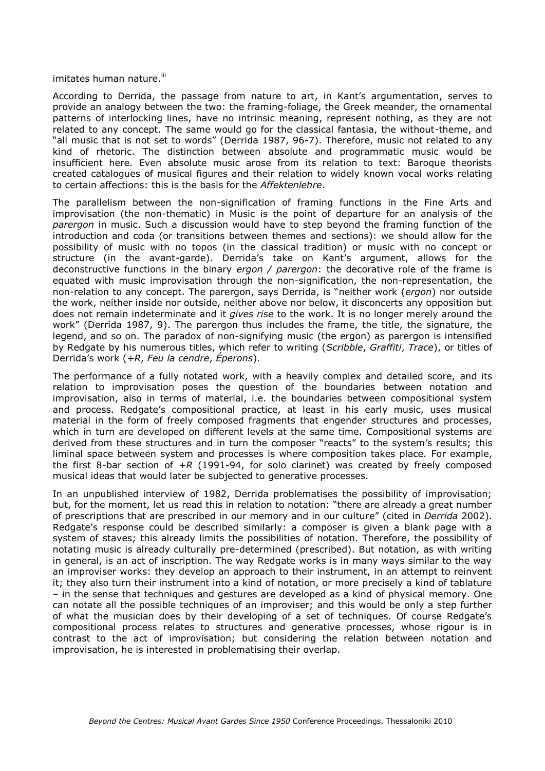imitates human nature.[iii]

According to Derrida, the passage from nature to art, in Kant's argumentation, serves to provide an analogy between the two: the framing-foliage, the Greek meander, the ornamental patterns of interlocking lines, have no intrinsic meaning, represent nothing, as they are not related to any concept. The same would go for the classical fantasia, the without-theme, and "all music that is not set to words" (Derrida 1987, 96-7). Therefore, music not related to any kind of rhetoric. The distinction between absolute and programmatic music would be insufficient here. Even absolute music arose from its relation to text: Baroque theorists created catalogues of musical figures and their relation to widely known vocal works relating to certain affections: this is the basis for the *Affektenlehre*.

The parallelism between the non-signification of framing functions in the Fine Arts and improvisation (the non-thematic) in Music is the point of departure for an analysis of the *parergon* in music. Such a discussion would have to step beyond the framing function of the introduction and coda (or transitions between themes and sections): we should allow for the possibility of music with no topos (in the classical tradition) or music with no concept or structure (in the avant-garde). Derrida's take on Kant's argument, allows for the deconstructive functions in the binary *ergon / parergon*: the decorative role of the frame is equated with music improvisation through the non-signification, the non-representation, the non-relation to any concept. The parergon, says Derrida, is "neither work (*ergon*) nor outside the work, neither inside nor outside, neither above nor below, it disconcerts any opposition but does not remain indeterminate and it *gives rise* to the work. It is no longer merely around the work" (Derrida 1987, 9). The parergon thus includes the frame, the title, the signature, the legend, and so on. The paradox of non-signifying music (the ergon) as parergon is intensified by Redgate by his numerous titles, which refer to writing (*Scribble*, *Graffiti*, *Trace*), or titles of Derrida's work (*+R*, *Feu la cendre*, *Éperons*).

The performance of a fully notated work, with a heavily complex and detailed score, and its relation to improvisation poses the question of the boundaries between notation and improvisation, also in terms of material, i.e. the boundaries between compositional system and process. Redgate's compositional practice, at least in his early music, uses musical material in the form of freely composed fragments that engender structures and processes, which in turn are developed on different levels at the same time. Compositional systems are derived from these structures and in turn the composer "reacts" to the system's results; this liminal space between system and processes is where composition takes place. For example, the first 8-bar section of *+R* (1991-94, for solo clarinet) was created by freely composed musical ideas that would later be subjected to generative processes.

In an unpublished interview of 1982, Derrida problematises the possibility of improvisation; but, for the moment, let us read this in relation to notation: "there are already a great number of prescriptions that are prescribed in our memory and in our culture" (cited in *Derrida* 2002). Redgate's response could be described similarly: a composer is given a blank page with a system of staves; this already limits the possibilities of notation. Therefore, the possibility of notating music is already culturally pre-determined (prescribed). But notation, as with writing in general, is an act of inscription. The way Redgate works is in many ways similar to the way an improviser works: they develop an approach to their instrument, in an attempt to reinvent it; they also turn their instrument into a kind of notation, or more precisely a kind of tablature – in the sense that techniques and gestures are developed as a kind of physical memory. One can notate all the possible techniques of an improviser; and this would be only a step further of what the musician does by their developing of a set of techniques. Of course Redgate's compositional process relates to structures and generative processes, whose rigour is in contrast to the act of improvisation; but considering the relation between notation and improvisation, he is interested in problematising their overlap.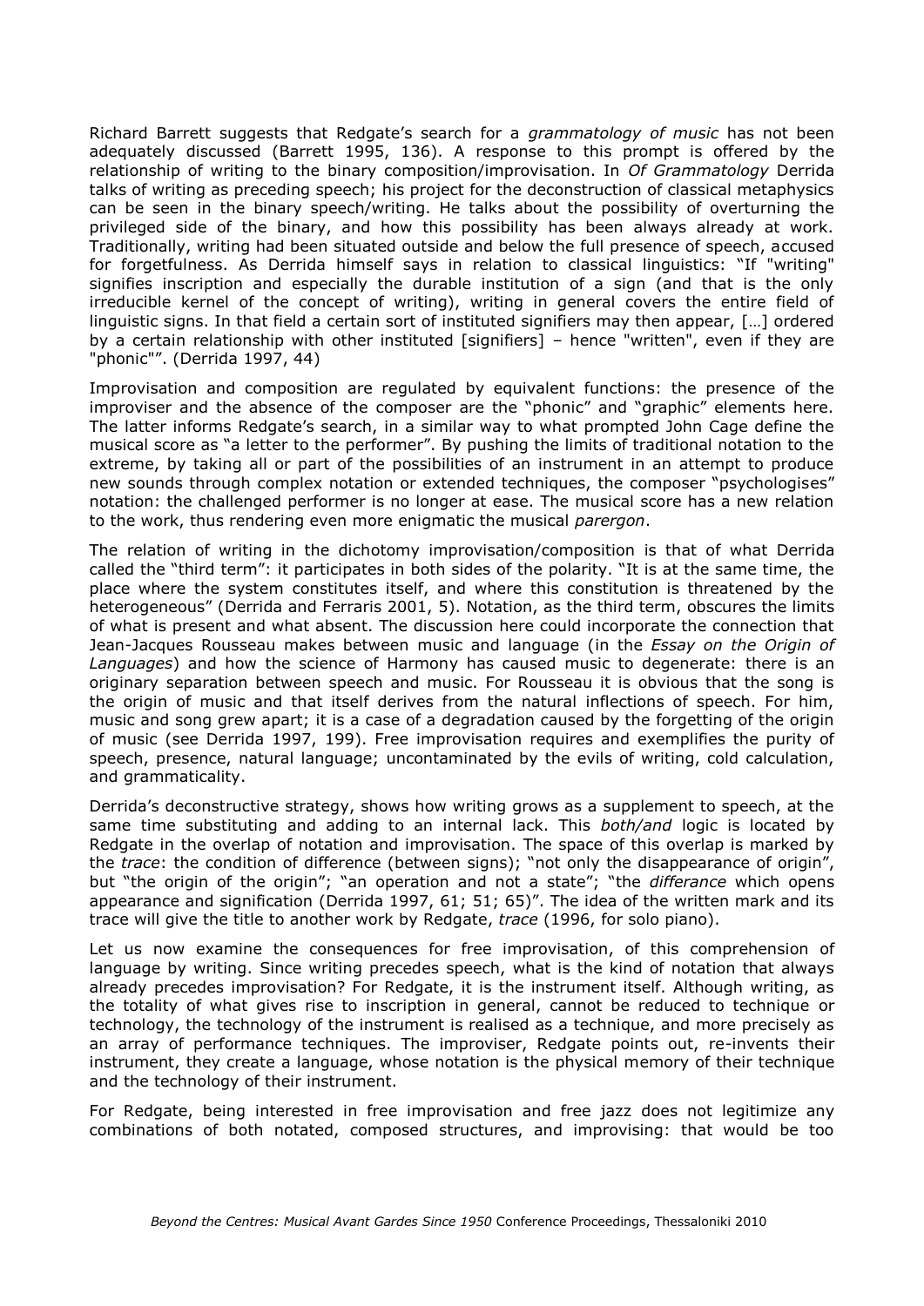Richard Barrett suggests that Redgate's search for a *grammatology of music* has not been adequately discussed (Barrett 1995, 136). A response to this prompt is offered by the relationship of writing to the binary composition/improvisation. In *Of Grammatology* Derrida talks of writing as preceding speech; his project for the deconstruction of classical metaphysics can be seen in the binary speech/writing. He talks about the possibility of overturning the privileged side of the binary, and how this possibility has been always already at work. Traditionally, writing had been situated outside and below the full presence of speech, accused for forgetfulness. As Derrida himself says in relation to classical linguistics: "If "writing" signifies inscription and especially the durable institution of a sign (and that is the only irreducible kernel of the concept of writing), writing in general covers the entire field of linguistic signs. In that field a certain sort of instituted signifiers may then appear, […] ordered by a certain relationship with other instituted [signifiers] – hence "written", even if they are "phonic"". (Derrida 1997, 44)

Improvisation and composition are regulated by equivalent functions: the presence of the improviser and the absence of the composer are the "phonic" and "graphic" elements here. The latter informs Redgate's search, in a similar way to what prompted John Cage define the musical score as "a letter to the performer". By pushing the limits of traditional notation to the extreme, by taking all or part of the possibilities of an instrument in an attempt to produce new sounds through complex notation or extended techniques, the composer "psychologises" notation: the challenged performer is no longer at ease. The musical score has a new relation to the work, thus rendering even more enigmatic the musical *parergon*.

The relation of writing in the dichotomy improvisation/composition is that of what Derrida called the "third term": it participates in both sides of the polarity. "It is at the same time, the place where the system constitutes itself, and where this constitution is threatened by the heterogeneous" (Derrida and Ferraris 2001, 5). Notation, as the third term, obscures the limits of what is present and what absent. The discussion here could incorporate the connection that Jean-Jacques Rousseau makes between music and language (in the *Essay on the Origin of Languages*) and how the science of Harmony has caused music to degenerate: there is an originary separation between speech and music. For Rousseau it is obvious that the song is the origin of music and that itself derives from the natural inflections of speech. For him, music and song grew apart; it is a case of a degradation caused by the forgetting of the origin of music (see Derrida 1997, 199). Free improvisation requires and exemplifies the purity of speech, presence, natural language; uncontaminated by the evils of writing, cold calculation, and grammaticality.

Derrida's deconstructive strategy, shows how writing grows as a supplement to speech, at the same time substituting and adding to an internal lack. This *both/and* logic is located by Redgate in the overlap of notation and improvisation. The space of this overlap is marked by the *trace*: the condition of difference (between signs); "not only the disappearance of origin", but "the origin of the origin"; "an operation and not a state"; "the *differance* which opens appearance and signification (Derrida 1997, 61; 51; 65)". The idea of the written mark and its trace will give the title to another work by Redgate, *trace* (1996, for solo piano).

Let us now examine the consequences for free improvisation, of this comprehension of language by writing. Since writing precedes speech, what is the kind of notation that always already precedes improvisation? For Redgate, it is the instrument itself. Although writing, as the totality of what gives rise to inscription in general, cannot be reduced to technique or technology, the technology of the instrument is realised as a technique, and more precisely as an array of performance techniques. The improviser, Redgate points out, re-invents their instrument, they create a language, whose notation is the physical memory of their technique and the technology of their instrument.

For Redgate, being interested in free improvisation and free jazz does not legitimize any combinations of both notated, composed structures, and improvising: that would be too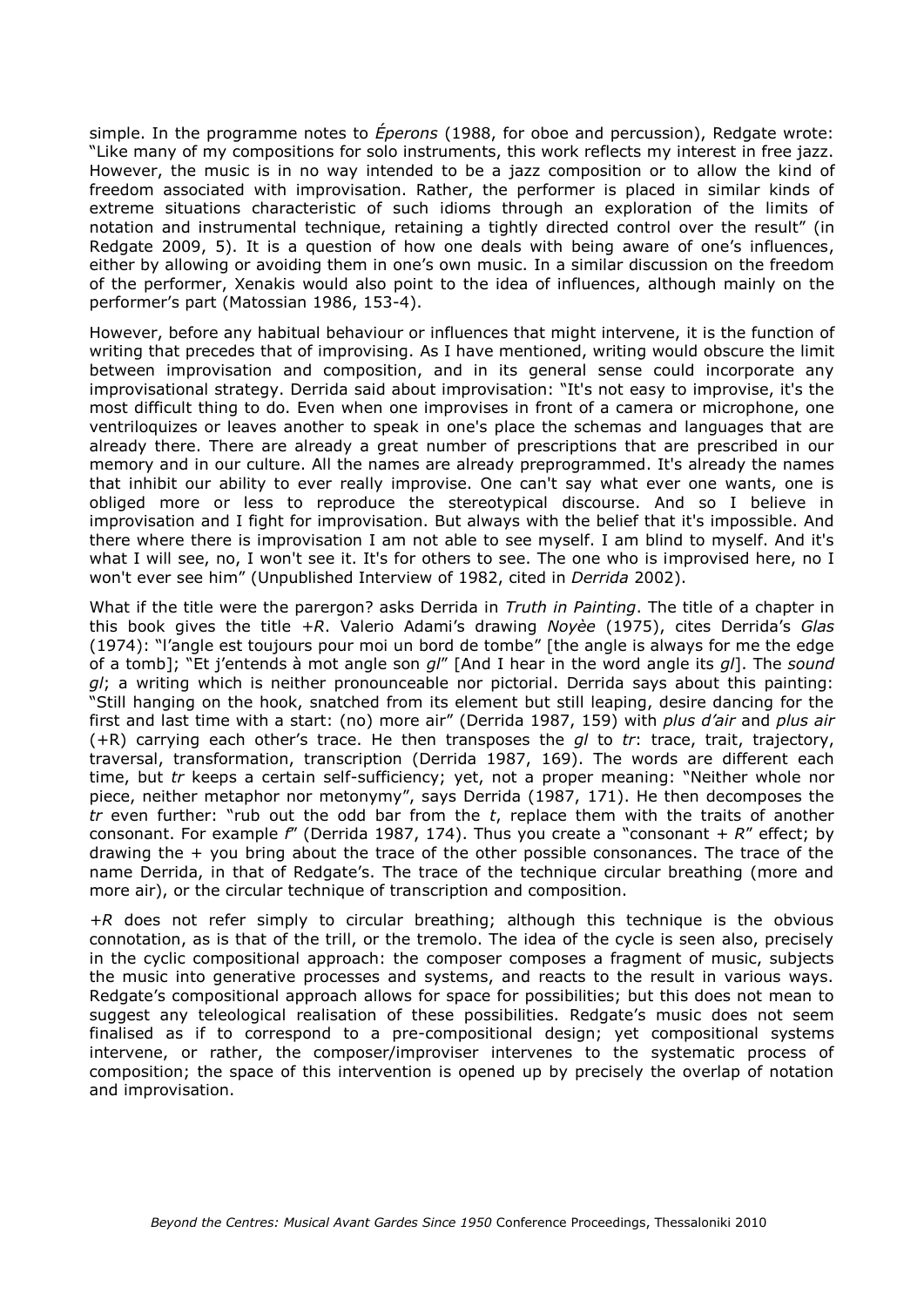simple. In the programme notes to *Éperons* (1988, for oboe and percussion), Redgate wrote: "Like many of my compositions for solo instruments, this work reflects my interest in free jazz. However, the music is in no way intended to be a jazz composition or to allow the kind of freedom associated with improvisation. Rather, the performer is placed in similar kinds of extreme situations characteristic of such idioms through an exploration of the limits of notation and instrumental technique, retaining a tightly directed control over the result" (in Redgate 2009, 5). It is a question of how one deals with being aware of one's influences, either by allowing or avoiding them in one's own music. In a similar discussion on the freedom of the performer, Xenakis would also point to the idea of influences, although mainly on the performer's part (Matossian 1986, 153-4).

However, before any habitual behaviour or influences that might intervene, it is the function of writing that precedes that of improvising. As I have mentioned, writing would obscure the limit between improvisation and composition, and in its general sense could incorporate any improvisational strategy. Derrida said about improvisation: "It's not easy to improvise, it's the most difficult thing to do. Even when one improvises in front of a camera or microphone, one ventriloquizes or leaves another to speak in one's place the schemas and languages that are already there. There are already a great number of prescriptions that are prescribed in our memory and in our culture. All the names are already preprogrammed. It's already the names that inhibit our ability to ever really improvise. One can't say what ever one wants, one is obliged more or less to reproduce the stereotypical discourse. And so I believe in improvisation and I fight for improvisation. But always with the belief that it's impossible. And there where there is improvisation I am not able to see myself. I am blind to myself. And it's what I will see, no, I won't see it. It's for others to see. The one who is improvised here, no I won't ever see him" (Unpublished Interview of 1982, cited in *Derrida* 2002).

What if the title were the parergon? asks Derrida in *Truth in Painting*. The title of a chapter in this book gives the title *+R*. Valerio Adami's drawing *Noyèe* (1975), cites Derrida's *Glas* (1974): "l'angle est toujours pour moi un bord de tombe" [the angle is always for me the edge of a tomb]; "Et j'entends à mot angle son *gl*" [And I hear in the word angle its *gl*]. The *sound gl*; a writing which is neither pronounceable nor pictorial. Derrida says about this painting: "Still hanging on the hook, snatched from its element but still leaping, desire dancing for the first and last time with a start: (no) more air" (Derrida 1987, 159) with *plus d'air* and *plus air* (+R) carrying each other's trace. He then transposes the *gl* to *tr*: trace, trait, trajectory, traversal, transformation, transcription (Derrida 1987, 169). The words are different each time, but *tr* keeps a certain self-sufficiency; yet, not a proper meaning: "Neither whole nor piece, neither metaphor nor metonymy", says Derrida (1987, 171). He then decomposes the *tr* even further: "rub out the odd bar from the *t*, replace them with the traits of another consonant. For example *f*" (Derrida 1987, 174). Thus you create a "consonant + *R*" effect; by drawing the + you bring about the trace of the other possible consonances. The trace of the name Derrida, in that of Redgate's. The trace of the technique circular breathing (more and more air), or the circular technique of transcription and composition.

*+R* does not refer simply to circular breathing; although this technique is the obvious connotation, as is that of the trill, or the tremolo. The idea of the cycle is seen also, precisely in the cyclic compositional approach: the composer composes a fragment of music, subjects the music into generative processes and systems, and reacts to the result in various ways. Redgate's compositional approach allows for space for possibilities; but this does not mean to suggest any teleological realisation of these possibilities. Redgate's music does not seem finalised as if to correspond to a pre-compositional design; yet compositional systems intervene, or rather, the composer/improviser intervenes to the systematic process of composition; the space of this intervention is opened up by precisely the overlap of notation and improvisation.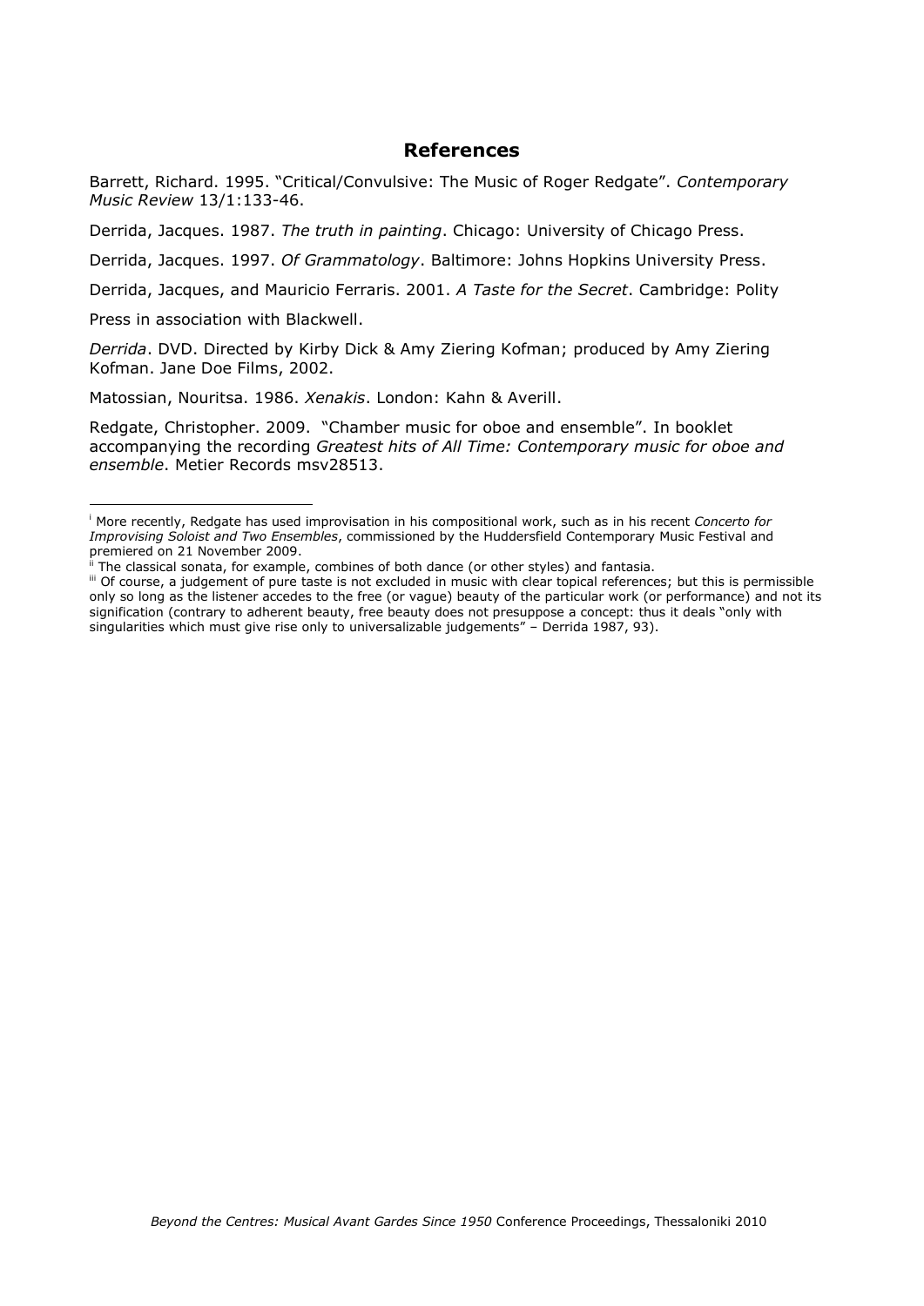## References

Barrett, Richard. 1995. "Critical/Convulsive: The Music of Roger Redgate". *Contemporary Music Review* 13/1:133-46.

Derrida, Jacques. 1987. *The truth in painting*. Chicago: University of Chicago Press.

Derrida, Jacques. 1997. *Of Grammatology*. Baltimore: Johns Hopkins University Press.

Derrida, Jacques, and Mauricio Ferraris. 2001. *A Taste for the Secret*. Cambridge: Polity Press in association with Blackwell.

*Derrida*. DVD. Directed by Kirby Dick & Amy Ziering Kofman; produced by Amy Ziering Kofman. Jane Doe Films, 2002.

Matossian, Nouritsa. 1986. *Xenakis*. London: Kahn & Averill.

Redgate, Christopher. 2009. "Chamber music for oboe and ensemble". In booklet accompanying the recording *Greatest hits of All Time: Contemporary music for oboe and ensemble*. Metier Records msv28513.

---

[i] More recently, Redgate has used improvisation in his compositional work, such as in his recent *Concerto for Improvising Soloist and Two Ensembles*, commissioned by the Huddersfield Contemporary Music Festival and premiered on 21 November 2009.

[ii] The classical sonata, for example, combines of both dance (or other styles) and fantasia.

[iii] Of course, a judgement of pure taste is not excluded in music with clear topical references; but this is permissible only so long as the listener accedes to the free (or vague) beauty of the particular work (or performance) and not its signification (contrary to adherent beauty, free beauty does not presuppose a concept: thus it deals "only with singularities which must give rise only to universalizable judgements" – Derrida 1987, 93).